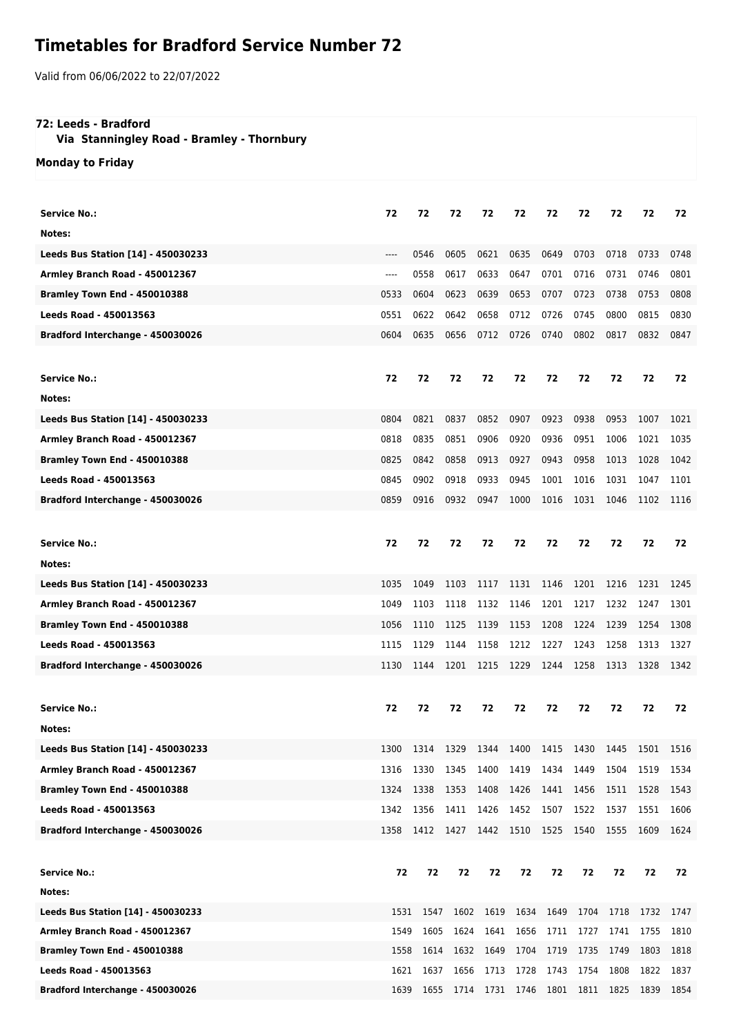# Timetables for Bradford Service Number 72

Valid from 06/06/2022 to 22/07/2022

**72: Leeds - Bradford**
**Via Stanningley Road - Bramley - Thornbury**

**Monday to Friday**

| Service No.: | 72 | 72 | 72 | 72 | 72 | 72 | 72 | 72 | 72 | 72 |
|---|---|---|---|---|---|---|---|---|---|---|
| Notes: | | | | | | | | | | |
| Leeds Bus Station [14] - 450030233 | ---- | 0546 | 0605 | 0621 | 0635 | 0649 | 0703 | 0718 | 0733 | 0748 |
| Armley Branch Road - 450012367 | ---- | 0558 | 0617 | 0633 | 0647 | 0701 | 0716 | 0731 | 0746 | 0801 |
| Bramley Town End - 450010388 | 0533 | 0604 | 0623 | 0639 | 0653 | 0707 | 0723 | 0738 | 0753 | 0808 |
| Leeds Road - 450013563 | 0551 | 0622 | 0642 | 0658 | 0712 | 0726 | 0745 | 0800 | 0815 | 0830 |
| Bradford Interchange - 450030026 | 0604 | 0635 | 0656 | 0712 | 0726 | 0740 | 0802 | 0817 | 0832 | 0847 |

| Service No.: | 72 | 72 | 72 | 72 | 72 | 72 | 72 | 72 | 72 | 72 |
|---|---|---|---|---|---|---|---|---|---|---|
| Notes: | | | | | | | | | | |
| Leeds Bus Station [14] - 450030233 | 0804 | 0821 | 0837 | 0852 | 0907 | 0923 | 0938 | 0953 | 1007 | 1021 |
| Armley Branch Road - 450012367 | 0818 | 0835 | 0851 | 0906 | 0920 | 0936 | 0951 | 1006 | 1021 | 1035 |
| Bramley Town End - 450010388 | 0825 | 0842 | 0858 | 0913 | 0927 | 0943 | 0958 | 1013 | 1028 | 1042 |
| Leeds Road - 450013563 | 0845 | 0902 | 0918 | 0933 | 0945 | 1001 | 1016 | 1031 | 1047 | 1101 |
| Bradford Interchange - 450030026 | 0859 | 0916 | 0932 | 0947 | 1000 | 1016 | 1031 | 1046 | 1102 | 1116 |

| Service No.: | 72 | 72 | 72 | 72 | 72 | 72 | 72 | 72 | 72 | 72 |
|---|---|---|---|---|---|---|---|---|---|---|
| Notes: | | | | | | | | | | |
| Leeds Bus Station [14] - 450030233 | 1035 | 1049 | 1103 | 1117 | 1131 | 1146 | 1201 | 1216 | 1231 | 1245 |
| Armley Branch Road - 450012367 | 1049 | 1103 | 1118 | 1132 | 1146 | 1201 | 1217 | 1232 | 1247 | 1301 |
| Bramley Town End - 450010388 | 1056 | 1110 | 1125 | 1139 | 1153 | 1208 | 1224 | 1239 | 1254 | 1308 |
| Leeds Road - 450013563 | 1115 | 1129 | 1144 | 1158 | 1212 | 1227 | 1243 | 1258 | 1313 | 1327 |
| Bradford Interchange - 450030026 | 1130 | 1144 | 1201 | 1215 | 1229 | 1244 | 1258 | 1313 | 1328 | 1342 |

| Service No.: | 72 | 72 | 72 | 72 | 72 | 72 | 72 | 72 | 72 | 72 |
|---|---|---|---|---|---|---|---|---|---|---|
| Notes: | | | | | | | | | | |
| Leeds Bus Station [14] - 450030233 | 1300 | 1314 | 1329 | 1344 | 1400 | 1415 | 1430 | 1445 | 1501 | 1516 |
| Armley Branch Road - 450012367 | 1316 | 1330 | 1345 | 1400 | 1419 | 1434 | 1449 | 1504 | 1519 | 1534 |
| Bramley Town End - 450010388 | 1324 | 1338 | 1353 | 1408 | 1426 | 1441 | 1456 | 1511 | 1528 | 1543 |
| Leeds Road - 450013563 | 1342 | 1356 | 1411 | 1426 | 1452 | 1507 | 1522 | 1537 | 1551 | 1606 |
| Bradford Interchange - 450030026 | 1358 | 1412 | 1427 | 1442 | 1510 | 1525 | 1540 | 1555 | 1609 | 1624 |

| Service No.: | 72 | 72 | 72 | 72 | 72 | 72 | 72 | 72 | 72 | 72 |
|---|---|---|---|---|---|---|---|---|---|---|
| Notes: | | | | | | | | | | |
| Leeds Bus Station [14] - 450030233 | 1531 | 1547 | 1602 | 1619 | 1634 | 1649 | 1704 | 1718 | 1732 | 1747 |
| Armley Branch Road - 450012367 | 1549 | 1605 | 1624 | 1641 | 1656 | 1711 | 1727 | 1741 | 1755 | 1810 |
| Bramley Town End - 450010388 | 1558 | 1614 | 1632 | 1649 | 1704 | 1719 | 1735 | 1749 | 1803 | 1818 |
| Leeds Road - 450013563 | 1621 | 1637 | 1656 | 1713 | 1728 | 1743 | 1754 | 1808 | 1822 | 1837 |
| Bradford Interchange - 450030026 | 1639 | 1655 | 1714 | 1731 | 1746 | 1801 | 1811 | 1825 | 1839 | 1854 |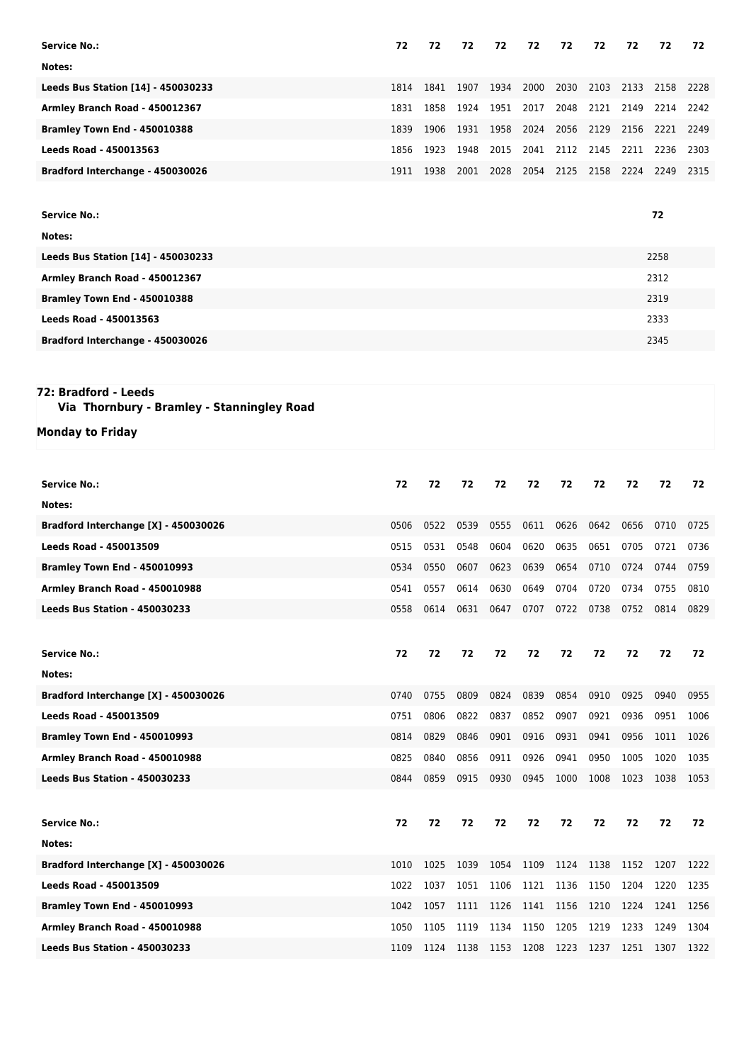| Service No.: | 72 | 72 | 72 | 72 | 72 | 72 | 72 | 72 | 72 | 72 |
|---|---|---|---|---|---|---|---|---|---|---|
| Notes: | | | | | | | | | | |
| **Leeds Bus Station [14] - 450030233** | 1814 | 1841 | 1907 | 1934 | 2000 | 2030 | 2103 | 2133 | 2158 | 2228 |
| **Armley Branch Road - 450012367** | 1831 | 1858 | 1924 | 1951 | 2017 | 2048 | 2121 | 2149 | 2214 | 2242 |
| **Bramley Town End - 450010388** | 1839 | 1906 | 1931 | 1958 | 2024 | 2056 | 2129 | 2156 | 2221 | 2249 |
| **Leeds Road - 450013563** | 1856 | 1923 | 1948 | 2015 | 2041 | 2112 | 2145 | 2211 | 2236 | 2303 |
| **Bradford Interchange - 450030026** | 1911 | 1938 | 2001 | 2028 | 2054 | 2125 | 2158 | 2224 | 2249 | 2315 |

| Service No.: | 72 |
|---|---|
| Notes: | |
| **Leeds Bus Station [14] - 450030233** | 2258 |
| **Armley Branch Road - 450012367** | 2312 |
| **Bramley Town End - 450010388** | 2319 |
| **Leeds Road - 450013563** | 2333 |
| **Bradford Interchange - 450030026** | 2345 |

## 72: Bradford - Leeds
### Via Thornbury - Bramley - Stanningley Road

### Monday to Friday

| Service No.: | 72 | 72 | 72 | 72 | 72 | 72 | 72 | 72 | 72 | 72 |
|---|---|---|---|---|---|---|---|---|---|---|
| Notes: | | | | | | | | | | |
| **Bradford Interchange [X] - 450030026** | 0506 | 0522 | 0539 | 0555 | 0611 | 0626 | 0642 | 0656 | 0710 | 0725 |
| **Leeds Road - 450013509** | 0515 | 0531 | 0548 | 0604 | 0620 | 0635 | 0651 | 0705 | 0721 | 0736 |
| **Bramley Town End - 450010993** | 0534 | 0550 | 0607 | 0623 | 0639 | 0654 | 0710 | 0724 | 0744 | 0759 |
| **Armley Branch Road - 450010988** | 0541 | 0557 | 0614 | 0630 | 0649 | 0704 | 0720 | 0734 | 0755 | 0810 |
| **Leeds Bus Station - 450030233** | 0558 | 0614 | 0631 | 0647 | 0707 | 0722 | 0738 | 0752 | 0814 | 0829 |

| Service No.: | 72 | 72 | 72 | 72 | 72 | 72 | 72 | 72 | 72 | 72 |
|---|---|---|---|---|---|---|---|---|---|---|
| Notes: | | | | | | | | | | |
| **Bradford Interchange [X] - 450030026** | 0740 | 0755 | 0809 | 0824 | 0839 | 0854 | 0910 | 0925 | 0940 | 0955 |
| **Leeds Road - 450013509** | 0751 | 0806 | 0822 | 0837 | 0852 | 0907 | 0921 | 0936 | 0951 | 1006 |
| **Bramley Town End - 450010993** | 0814 | 0829 | 0846 | 0901 | 0916 | 0931 | 0941 | 0956 | 1011 | 1026 |
| **Armley Branch Road - 450010988** | 0825 | 0840 | 0856 | 0911 | 0926 | 0941 | 0950 | 1005 | 1020 | 1035 |
| **Leeds Bus Station - 450030233** | 0844 | 0859 | 0915 | 0930 | 0945 | 1000 | 1008 | 1023 | 1038 | 1053 |

| Service No.: | 72 | 72 | 72 | 72 | 72 | 72 | 72 | 72 | 72 | 72 |
|---|---|---|---|---|---|---|---|---|---|---|
| Notes: | | | | | | | | | | |
| **Bradford Interchange [X] - 450030026** | 1010 | 1025 | 1039 | 1054 | 1109 | 1124 | 1138 | 1152 | 1207 | 1222 |
| **Leeds Road - 450013509** | 1022 | 1037 | 1051 | 1106 | 1121 | 1136 | 1150 | 1204 | 1220 | 1235 |
| **Bramley Town End - 450010993** | 1042 | 1057 | 1111 | 1126 | 1141 | 1156 | 1210 | 1224 | 1241 | 1256 |
| **Armley Branch Road - 450010988** | 1050 | 1105 | 1119 | 1134 | 1150 | 1205 | 1219 | 1233 | 1249 | 1304 |
| **Leeds Bus Station - 450030233** | 1109 | 1124 | 1138 | 1153 | 1208 | 1223 | 1237 | 1251 | 1307 | 1322 |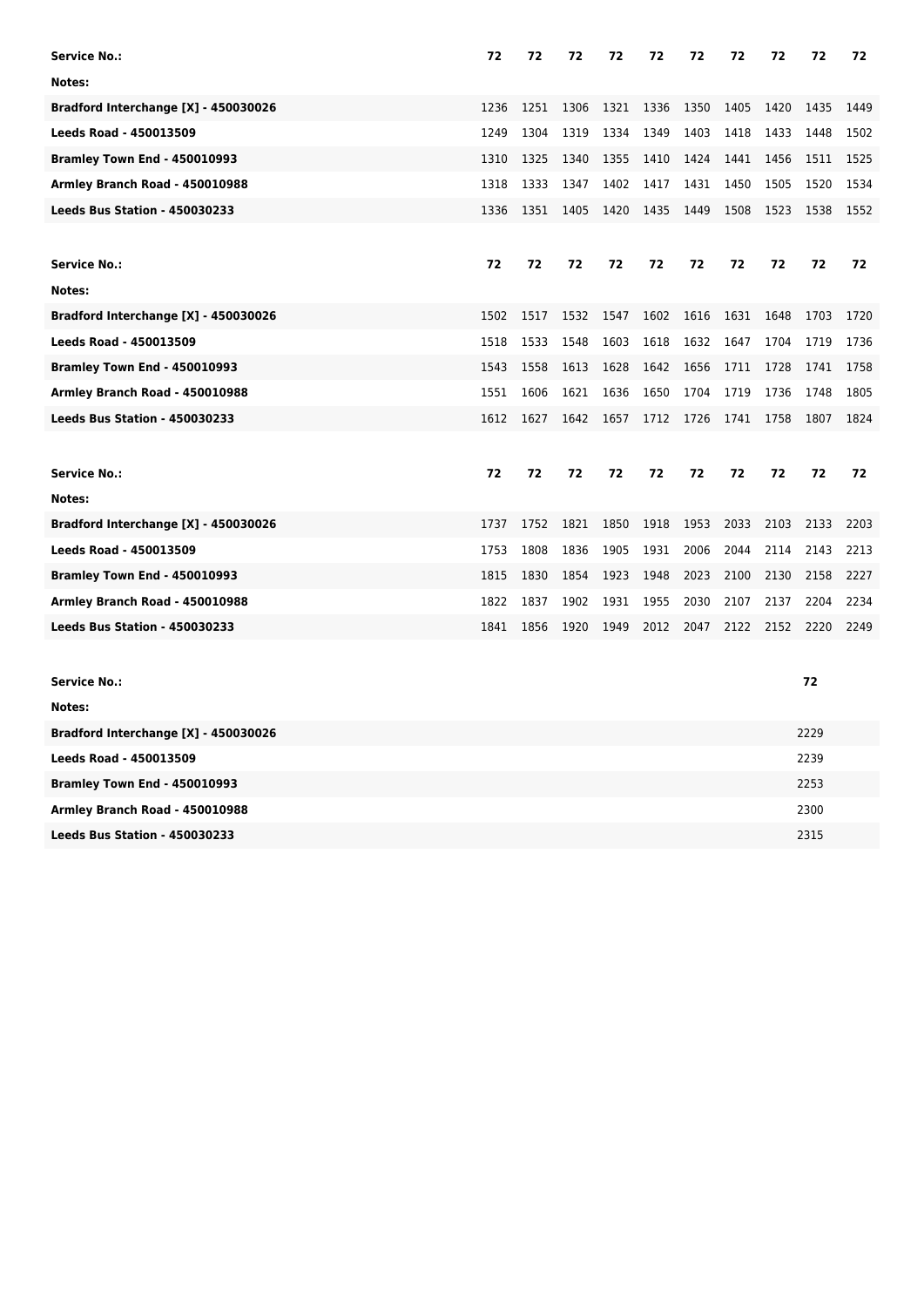| Service No.: | 72 | 72 | 72 | 72 | 72 | 72 | 72 | 72 | 72 | 72 |
|---|---|---|---|---|---|---|---|---|---|---|
| Notes: | | | | | | | | | | |
| Bradford Interchange [X] - 450030026 | 1236 | 1251 | 1306 | 1321 | 1336 | 1350 | 1405 | 1420 | 1435 | 1449 |
| Leeds Road - 450013509 | 1249 | 1304 | 1319 | 1334 | 1349 | 1403 | 1418 | 1433 | 1448 | 1502 |
| Bramley Town End - 450010993 | 1310 | 1325 | 1340 | 1355 | 1410 | 1424 | 1441 | 1456 | 1511 | 1525 |
| Armley Branch Road - 450010988 | 1318 | 1333 | 1347 | 1402 | 1417 | 1431 | 1450 | 1505 | 1520 | 1534 |
| Leeds Bus Station - 450030233 | 1336 | 1351 | 1405 | 1420 | 1435 | 1449 | 1508 | 1523 | 1538 | 1552 |

| Service No.: | 72 | 72 | 72 | 72 | 72 | 72 | 72 | 72 | 72 | 72 |
|---|---|---|---|---|---|---|---|---|---|---|
| Notes: | | | | | | | | | | |
| Bradford Interchange [X] - 450030026 | 1502 | 1517 | 1532 | 1547 | 1602 | 1616 | 1631 | 1648 | 1703 | 1720 |
| Leeds Road - 450013509 | 1518 | 1533 | 1548 | 1603 | 1618 | 1632 | 1647 | 1704 | 1719 | 1736 |
| Bramley Town End - 450010993 | 1543 | 1558 | 1613 | 1628 | 1642 | 1656 | 1711 | 1728 | 1741 | 1758 |
| Armley Branch Road - 450010988 | 1551 | 1606 | 1621 | 1636 | 1650 | 1704 | 1719 | 1736 | 1748 | 1805 |
| Leeds Bus Station - 450030233 | 1612 | 1627 | 1642 | 1657 | 1712 | 1726 | 1741 | 1758 | 1807 | 1824 |

| Service No.: | 72 | 72 | 72 | 72 | 72 | 72 | 72 | 72 | 72 | 72 |
|---|---|---|---|---|---|---|---|---|---|---|
| Notes: | | | | | | | | | | |
| Bradford Interchange [X] - 450030026 | 1737 | 1752 | 1821 | 1850 | 1918 | 1953 | 2033 | 2103 | 2133 | 2203 |
| Leeds Road - 450013509 | 1753 | 1808 | 1836 | 1905 | 1931 | 2006 | 2044 | 2114 | 2143 | 2213 |
| Bramley Town End - 450010993 | 1815 | 1830 | 1854 | 1923 | 1948 | 2023 | 2100 | 2130 | 2158 | 2227 |
| Armley Branch Road - 450010988 | 1822 | 1837 | 1902 | 1931 | 1955 | 2030 | 2107 | 2137 | 2204 | 2234 |
| Leeds Bus Station - 450030233 | 1841 | 1856 | 1920 | 1949 | 2012 | 2047 | 2122 | 2152 | 2220 | 2249 |

| Service No.: | 72 |
|---|---|
| Notes: | |
| Bradford Interchange [X] - 450030026 | 2229 |
| Leeds Road - 450013509 | 2239 |
| Bramley Town End - 450010993 | 2253 |
| Armley Branch Road - 450010988 | 2300 |
| Leeds Bus Station - 450030233 | 2315 |